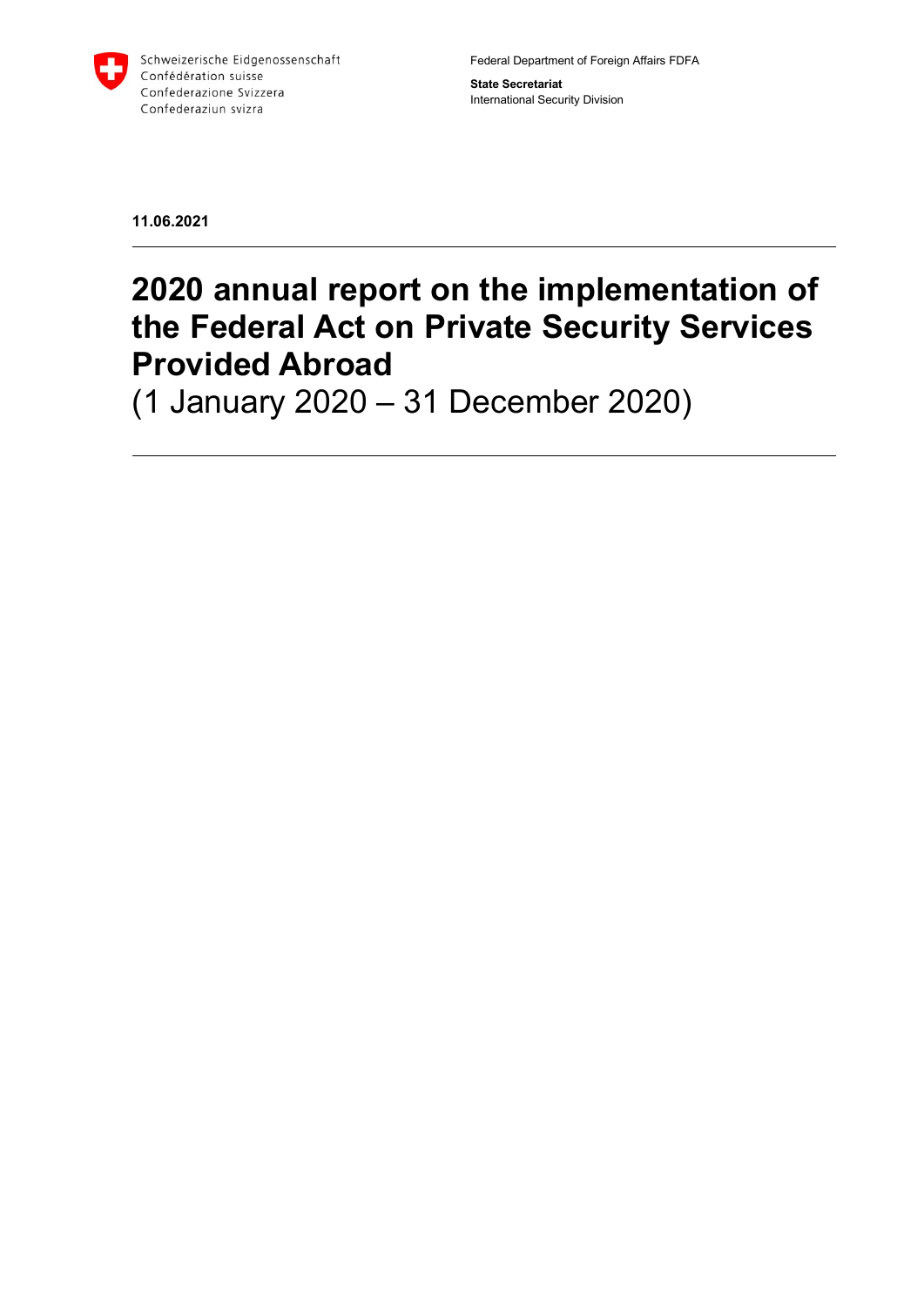Schweizerische Eidgenossenschaft
Confédération suisse
Confederazione Svizzera
Confederaziun svizra

Federal Department of Foreign Affairs FDFA

**State Secretariat**
International Security Division

**11.06.2021**

# 2020 annual report on the implementation of the Federal Act on Private Security Services Provided Abroad

(1 January 2020 – 31 December 2020)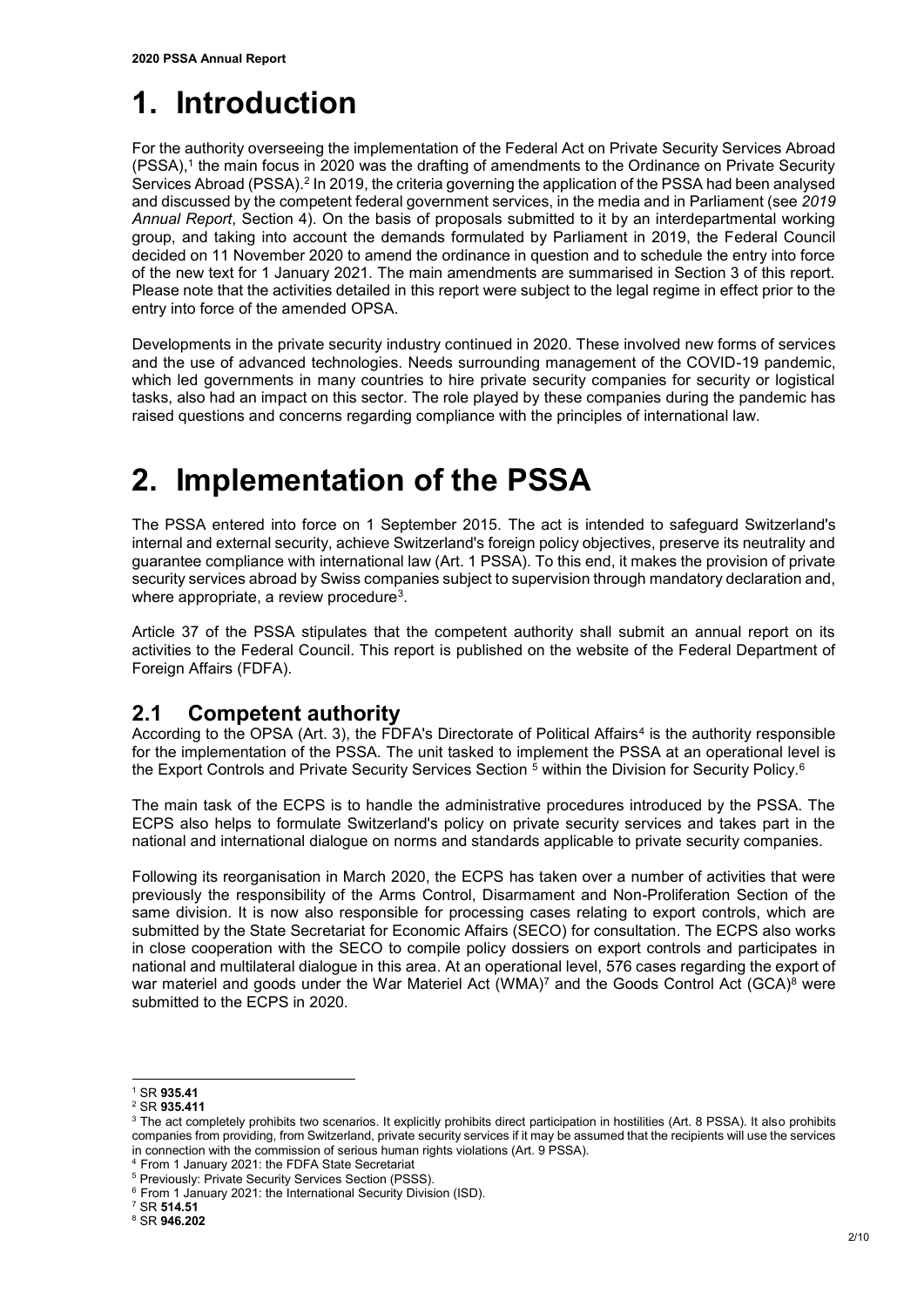# 1. Introduction

For the authority overseeing the implementation of the Federal Act on Private Security Services Abroad (PSSA),[1] the main focus in 2020 was the drafting of amendments to the Ordinance on Private Security Services Abroad (PSSA).[2] In 2019, the criteria governing the application of the PSSA had been analysed and discussed by the competent federal government services, in the media and in Parliament (see *2019 Annual Report*, Section 4). On the basis of proposals submitted to it by an interdepartmental working group, and taking into account the demands formulated by Parliament in 2019, the Federal Council decided on 11 November 2020 to amend the ordinance in question and to schedule the entry into force of the new text for 1 January 2021. The main amendments are summarised in Section 3 of this report. Please note that the activities detailed in this report were subject to the legal regime in effect prior to the entry into force of the amended OPSA.

Developments in the private security industry continued in 2020. These involved new forms of services and the use of advanced technologies. Needs surrounding management of the COVID-19 pandemic, which led governments in many countries to hire private security companies for security or logistical tasks, also had an impact on this sector. The role played by these companies during the pandemic has raised questions and concerns regarding compliance with the principles of international law.

# 2. Implementation of the PSSA

The PSSA entered into force on 1 September 2015. The act is intended to safeguard Switzerland's internal and external security, achieve Switzerland's foreign policy objectives, preserve its neutrality and guarantee compliance with international law (Art. 1 PSSA). To this end, it makes the provision of private security services abroad by Swiss companies subject to supervision through mandatory declaration and, where appropriate, a review procedure[3].

Article 37 of the PSSA stipulates that the competent authority shall submit an annual report on its activities to the Federal Council. This report is published on the website of the Federal Department of Foreign Affairs (FDFA).

## 2.1 Competent authority

According to the OPSA (Art. 3), the FDFA's Directorate of Political Affairs[4] is the authority responsible for the implementation of the PSSA. The unit tasked to implement the PSSA at an operational level is the Export Controls and Private Security Services Section [5] within the Division for Security Policy.[6]

The main task of the ECPS is to handle the administrative procedures introduced by the PSSA. The ECPS also helps to formulate Switzerland's policy on private security services and takes part in the national and international dialogue on norms and standards applicable to private security companies.

Following its reorganisation in March 2020, the ECPS has taken over a number of activities that were previously the responsibility of the Arms Control, Disarmament and Non-Proliferation Section of the same division. It is now also responsible for processing cases relating to export controls, which are submitted by the State Secretariat for Economic Affairs (SECO) for consultation. The ECPS also works in close cooperation with the SECO to compile policy dossiers on export controls and participates in national and multilateral dialogue in this area. At an operational level, 576 cases regarding the export of war materiel and goods under the War Materiel Act (WMA)[7] and the Goods Control Act (GCA)[8] were submitted to the ECPS in 2020.

---

[1] SR **935.41**

[2] SR **935.411**

[3] The act completely prohibits two scenarios. It explicitly prohibits direct participation in hostilities (Art. 8 PSSA). It also prohibits companies from providing, from Switzerland, private security services if it may be assumed that the recipients will use the services in connection with the commission of serious human rights violations (Art. 9 PSSA).

[4] From 1 January 2021: the FDFA State Secretariat

[5] Previously: Private Security Services Section (PSSS).

[6] From 1 January 2021: the International Security Division (ISD).

[7] SR **514.51**

[8] SR **946.202**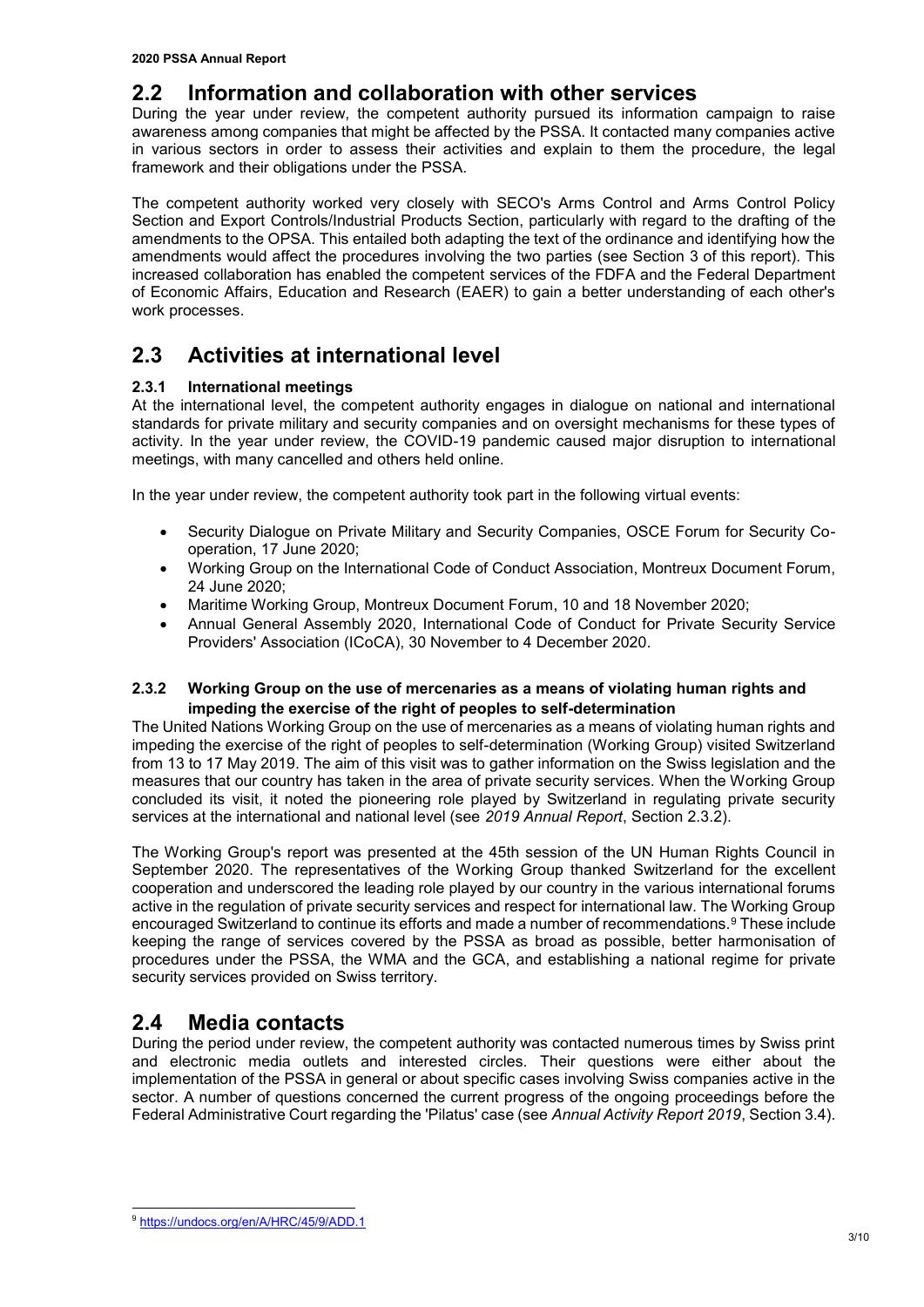## 2.2 Information and collaboration with other services

During the year under review, the competent authority pursued its information campaign to raise awareness among companies that might be affected by the PSSA. It contacted many companies active in various sectors in order to assess their activities and explain to them the procedure, the legal framework and their obligations under the PSSA.

The competent authority worked very closely with SECO's Arms Control and Arms Control Policy Section and Export Controls/Industrial Products Section, particularly with regard to the drafting of the amendments to the OPSA. This entailed both adapting the text of the ordinance and identifying how the amendments would affect the procedures involving the two parties (see Section 3 of this report). This increased collaboration has enabled the competent services of the FDFA and the Federal Department of Economic Affairs, Education and Research (EAER) to gain a better understanding of each other's work processes.

## 2.3 Activities at international level

### 2.3.1 International meetings

At the international level, the competent authority engages in dialogue on national and international standards for private military and security companies and on oversight mechanisms for these types of activity. In the year under review, the COVID-19 pandemic caused major disruption to international meetings, with many cancelled and others held online.

In the year under review, the competent authority took part in the following virtual events:

- Security Dialogue on Private Military and Security Companies, OSCE Forum for Security Co-operation, 17 June 2020;
- Working Group on the International Code of Conduct Association, Montreux Document Forum, 24 June 2020;
- Maritime Working Group, Montreux Document Forum, 10 and 18 November 2020;
- Annual General Assembly 2020, International Code of Conduct for Private Security Service Providers' Association (ICoCA), 30 November to 4 December 2020.

### 2.3.2 Working Group on the use of mercenaries as a means of violating human rights and impeding the exercise of the right of peoples to self-determination

The United Nations Working Group on the use of mercenaries as a means of violating human rights and impeding the exercise of the right of peoples to self-determination (Working Group) visited Switzerland from 13 to 17 May 2019. The aim of this visit was to gather information on the Swiss legislation and the measures that our country has taken in the area of private security services. When the Working Group concluded its visit, it noted the pioneering role played by Switzerland in regulating private security services at the international and national level (see *2019 Annual Report*, Section 2.3.2).

The Working Group's report was presented at the 45th session of the UN Human Rights Council in September 2020. The representatives of the Working Group thanked Switzerland for the excellent cooperation and underscored the leading role played by our country in the various international forums active in the regulation of private security services and respect for international law. The Working Group encouraged Switzerland to continue its efforts and made a number of recommendations.[9] These include keeping the range of services covered by the PSSA as broad as possible, better harmonisation of procedures under the PSSA, the WMA and the GCA, and establishing a national regime for private security services provided on Swiss territory.

## 2.4 Media contacts

During the period under review, the competent authority was contacted numerous times by Swiss print and electronic media outlets and interested circles. Their questions were either about the implementation of the PSSA in general or about specific cases involving Swiss companies active in the sector. A number of questions concerned the current progress of the ongoing proceedings before the Federal Administrative Court regarding the 'Pilatus' case (see *Annual Activity Report 2019*, Section 3.4).

---

[9] https://undocs.org/en/A/HRC/45/9/ADD.1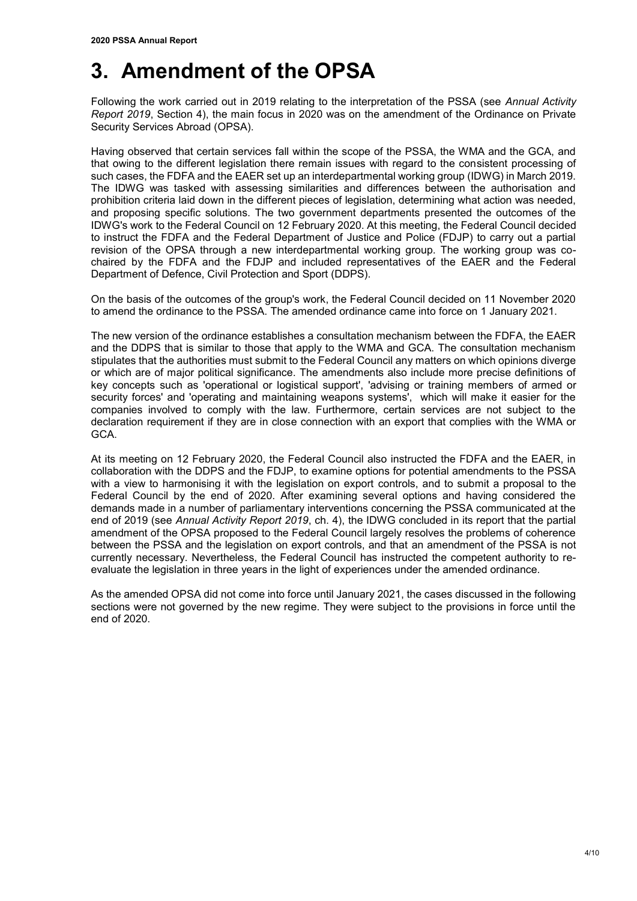# 3. Amendment of the OPSA

Following the work carried out in 2019 relating to the interpretation of the PSSA (see *Annual Activity Report 2019*, Section 4), the main focus in 2020 was on the amendment of the Ordinance on Private Security Services Abroad (OPSA).

Having observed that certain services fall within the scope of the PSSA, the WMA and the GCA, and that owing to the different legislation there remain issues with regard to the consistent processing of such cases, the FDFA and the EAER set up an interdepartmental working group (IDWG) in March 2019. The IDWG was tasked with assessing similarities and differences between the authorisation and prohibition criteria laid down in the different pieces of legislation, determining what action was needed, and proposing specific solutions. The two government departments presented the outcomes of the IDWG's work to the Federal Council on 12 February 2020. At this meeting, the Federal Council decided to instruct the FDFA and the Federal Department of Justice and Police (FDJP) to carry out a partial revision of the OPSA through a new interdepartmental working group. The working group was co-chaired by the FDFA and the FDJP and included representatives of the EAER and the Federal Department of Defence, Civil Protection and Sport (DDPS).

On the basis of the outcomes of the group's work, the Federal Council decided on 11 November 2020 to amend the ordinance to the PSSA. The amended ordinance came into force on 1 January 2021.

The new version of the ordinance establishes a consultation mechanism between the FDFA, the EAER and the DDPS that is similar to those that apply to the WMA and GCA. The consultation mechanism stipulates that the authorities must submit to the Federal Council any matters on which opinions diverge or which are of major political significance. The amendments also include more precise definitions of key concepts such as 'operational or logistical support', 'advising or training members of armed or security forces' and 'operating and maintaining weapons systems', which will make it easier for the companies involved to comply with the law. Furthermore, certain services are not subject to the declaration requirement if they are in close connection with an export that complies with the WMA or GCA.

At its meeting on 12 February 2020, the Federal Council also instructed the FDFA and the EAER, in collaboration with the DDPS and the FDJP, to examine options for potential amendments to the PSSA with a view to harmonising it with the legislation on export controls, and to submit a proposal to the Federal Council by the end of 2020. After examining several options and having considered the demands made in a number of parliamentary interventions concerning the PSSA communicated at the end of 2019 (see *Annual Activity Report 2019*, ch. 4), the IDWG concluded in its report that the partial amendment of the OPSA proposed to the Federal Council largely resolves the problems of coherence between the PSSA and the legislation on export controls, and that an amendment of the PSSA is not currently necessary. Nevertheless, the Federal Council has instructed the competent authority to re-evaluate the legislation in three years in the light of experiences under the amended ordinance.

As the amended OPSA did not come into force until January 2021, the cases discussed in the following sections were not governed by the new regime. They were subject to the provisions in force until the end of 2020.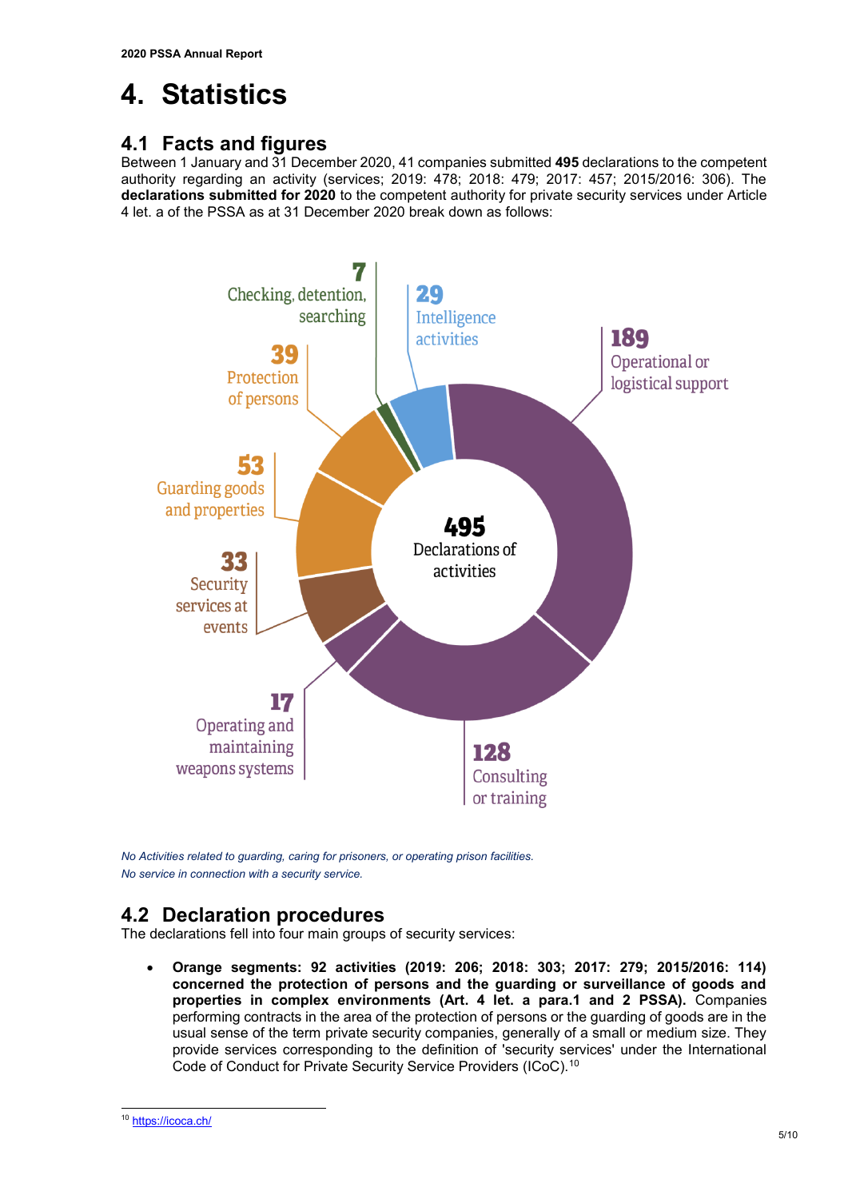# 4. Statistics

## 4.1 Facts and figures

Between 1 January and 31 December 2020, 41 companies submitted **495** declarations to the competent authority regarding an activity (services; 2019: 478; 2018: 479; 2017: 457; 2015/2016: 306). The **declarations submitted for 2020** to the competent authority for private security services under Article 4 let. a of the PSSA as at 31 December 2020 break down as follows:

| Activity | Declarations |
|---|---|
| Checking, detention, searching | 7 |
| Intelligence activities | 29 |
| Operational or logistical support | 189 |
| Protection of persons | 39 |
| Guarding goods and properties | 53 |
| Security services at events | 33 |
| Operating and maintaining weapons systems | 17 |
| Consulting or training | 128 |
| **Declarations of activities** | **495** |

*No Activities related to guarding, caring for prisoners, or operating prison facilities.*
*No service in connection with a security service.*

## 4.2 Declaration procedures

The declarations fell into four main groups of security services:

- **Orange segments: 92 activities (2019: 206; 2018: 303; 2017: 279; 2015/2016: 114) concerned the protection of persons and the guarding or surveillance of goods and properties in complex environments (Art. 4 let. a para.1 and 2 PSSA).** Companies performing contracts in the area of the protection of persons or the guarding of goods are in the usual sense of the term private security companies, generally of a small or medium size. They provide services corresponding to the definition of 'security services' under the International Code of Conduct for Private Security Service Providers (ICoC).[10]

[10] https://icoca.ch/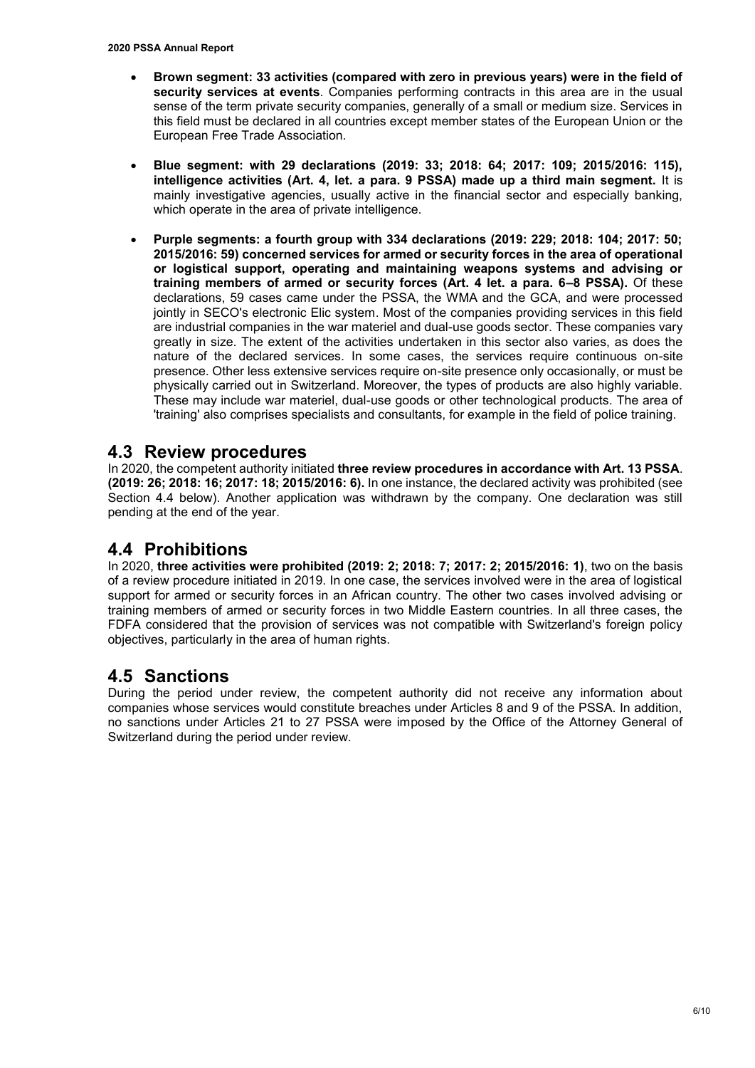- **Brown segment: 33 activities (compared with zero in previous years) were in the field of security services at events**. Companies performing contracts in this area are in the usual sense of the term private security companies, generally of a small or medium size. Services in this field must be declared in all countries except member states of the European Union or the European Free Trade Association.

- **Blue segment: with 29 declarations (2019: 33; 2018: 64; 2017: 109; 2015/2016: 115), intelligence activities (Art. 4, let. a para. 9 PSSA) made up a third main segment.** It is mainly investigative agencies, usually active in the financial sector and especially banking, which operate in the area of private intelligence.

- **Purple segments: a fourth group with 334 declarations (2019: 229; 2018: 104; 2017: 50; 2015/2016: 59) concerned services for armed or security forces in the area of operational or logistical support, operating and maintaining weapons systems and advising or training members of armed or security forces (Art. 4 let. a para. 6–8 PSSA).** Of these declarations, 59 cases came under the PSSA, the WMA and the GCA, and were processed jointly in SECO's electronic Elic system. Most of the companies providing services in this field are industrial companies in the war materiel and dual-use goods sector. These companies vary greatly in size. The extent of the activities undertaken in this sector also varies, as does the nature of the declared services. In some cases, the services require continuous on-site presence. Other less extensive services require on-site presence only occasionally, or must be physically carried out in Switzerland. Moreover, the types of products are also highly variable. These may include war materiel, dual-use goods or other technological products. The area of 'training' also comprises specialists and consultants, for example in the field of police training.

## 4.3 Review procedures

In 2020, the competent authority initiated **three review procedures in accordance with Art. 13 PSSA**. **(2019: 26; 2018: 16; 2017: 18; 2015/2016: 6).** In one instance, the declared activity was prohibited (see Section 4.4 below). Another application was withdrawn by the company. One declaration was still pending at the end of the year.

## 4.4 Prohibitions

In 2020, **three activities were prohibited (2019: 2; 2018: 7; 2017: 2; 2015/2016: 1)**, two on the basis of a review procedure initiated in 2019. In one case, the services involved were in the area of logistical support for armed or security forces in an African country. The other two cases involved advising or training members of armed or security forces in two Middle Eastern countries. In all three cases, the FDFA considered that the provision of services was not compatible with Switzerland's foreign policy objectives, particularly in the area of human rights.

## 4.5 Sanctions

During the period under review, the competent authority did not receive any information about companies whose services would constitute breaches under Articles 8 and 9 of the PSSA. In addition, no sanctions under Articles 21 to 27 PSSA were imposed by the Office of the Attorney General of Switzerland during the period under review.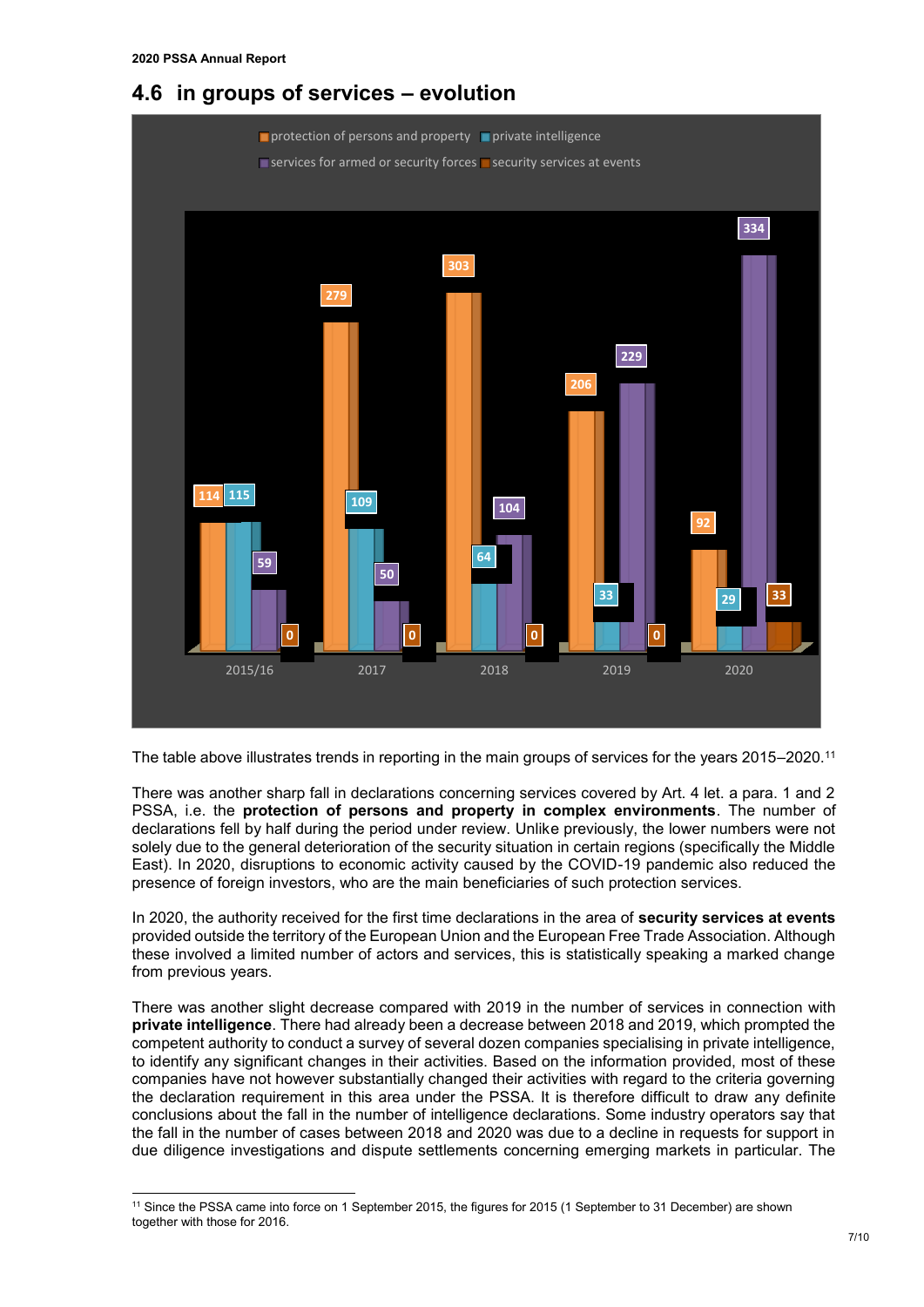## 4.6 in groups of services – evolution

| | 2015/16 | 2017 | 2018 | 2019 | 2020 |
|---|---|---|---|---|---|
| protection of persons and property | 114 | 279 | 303 | 206 | 92 |
| private intelligence | 115 | 109 | 64 | 33 | 29 |
| services for armed or security forces | 59 | 50 | 104 | 229 | 334 |
| security services at events | 0 | 0 | 0 | 0 | 33 |

The table above illustrates trends in reporting in the main groups of services for the years 2015–2020.[11]

There was another sharp fall in declarations concerning services covered by Art. 4 let. a para. 1 and 2 PSSA, i.e. the **protection of persons and property in complex environments**. The number of declarations fell by half during the period under review. Unlike previously, the lower numbers were not solely due to the general deterioration of the security situation in certain regions (specifically the Middle East). In 2020, disruptions to economic activity caused by the COVID-19 pandemic also reduced the presence of foreign investors, who are the main beneficiaries of such protection services.

In 2020, the authority received for the first time declarations in the area of **security services at events** provided outside the territory of the European Union and the European Free Trade Association. Although these involved a limited number of actors and services, this is statistically speaking a marked change from previous years.

There was another slight decrease compared with 2019 in the number of services in connection with **private intelligence**. There had already been a decrease between 2018 and 2019, which prompted the competent authority to conduct a survey of several dozen companies specialising in private intelligence, to identify any significant changes in their activities. Based on the information provided, most of these companies have not however substantially changed their activities with regard to the criteria governing the declaration requirement in this area under the PSSA. It is therefore difficult to draw any definite conclusions about the fall in the number of intelligence declarations. Some industry operators say that the fall in the number of cases between 2018 and 2020 was due to a decline in requests for support in due diligence investigations and dispute settlements concerning emerging markets in particular. The

[11] Since the PSSA came into force on 1 September 2015, the figures for 2015 (1 September to 31 December) are shown together with those for 2016.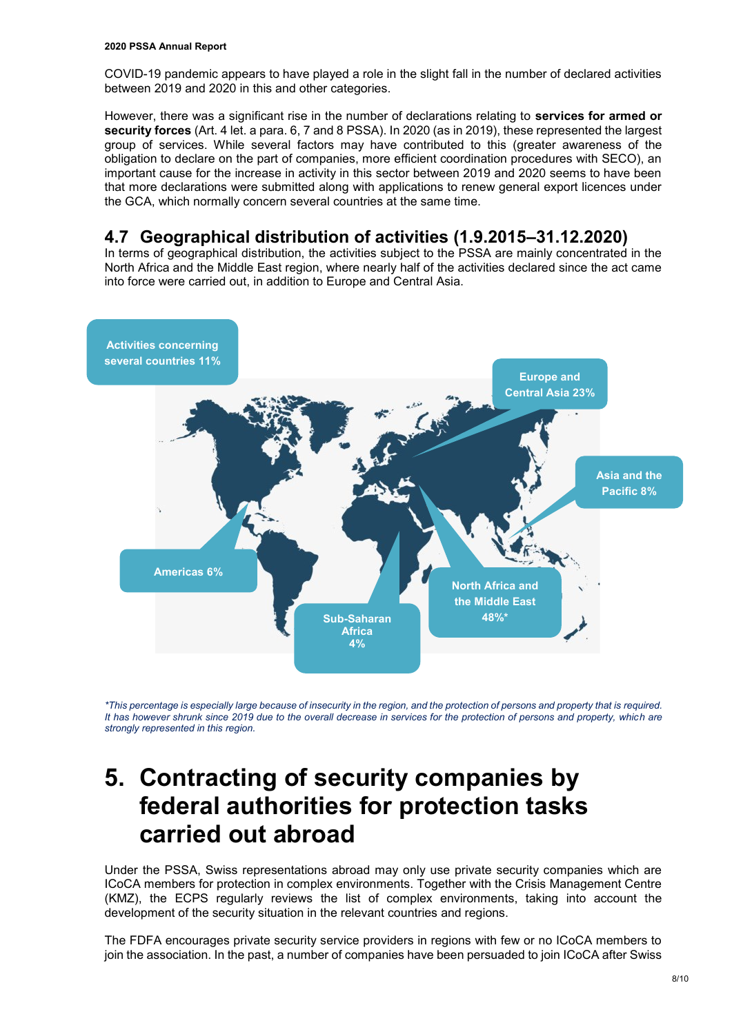COVID-19 pandemic appears to have played a role in the slight fall in the number of declared activities between 2019 and 2020 in this and other categories.

However, there was a significant rise in the number of declarations relating to **services for armed or security forces** (Art. 4 let. a para. 6, 7 and 8 PSSA). In 2020 (as in 2019), these represented the largest group of services. While several factors may have contributed to this (greater awareness of the obligation to declare on the part of companies, more efficient coordination procedures with SECO), an important cause for the increase in activity in this sector between 2019 and 2020 seems to have been that more declarations were submitted along with applications to renew general export licences under the GCA, which normally concern several countries at the same time.

## 4.7 Geographical distribution of activities (1.9.2015–31.12.2020)

In terms of geographical distribution, the activities subject to the PSSA are mainly concentrated in the North Africa and the Middle East region, where nearly half of the activities declared since the act came into force were carried out, in addition to Europe and Central Asia.

Activities concerning several countries 11%

Europe and Central Asia 23%

Asia and the Pacific 8%

Americas 6%

North Africa and the Middle East 48%*

Sub-Saharan Africa 4%

*\*This percentage is especially large because of insecurity in the region, and the protection of persons and property that is required. It has however shrunk since 2019 due to the overall decrease in services for the protection of persons and property, which are strongly represented in this region.*

# 5. Contracting of security companies by federal authorities for protection tasks carried out abroad

Under the PSSA, Swiss representations abroad may only use private security companies which are ICoCA members for protection in complex environments. Together with the Crisis Management Centre (KMZ), the ECPS regularly reviews the list of complex environments, taking into account the development of the security situation in the relevant countries and regions.

The FDFA encourages private security service providers in regions with few or no ICoCA members to join the association. In the past, a number of companies have been persuaded to join ICoCA after Swiss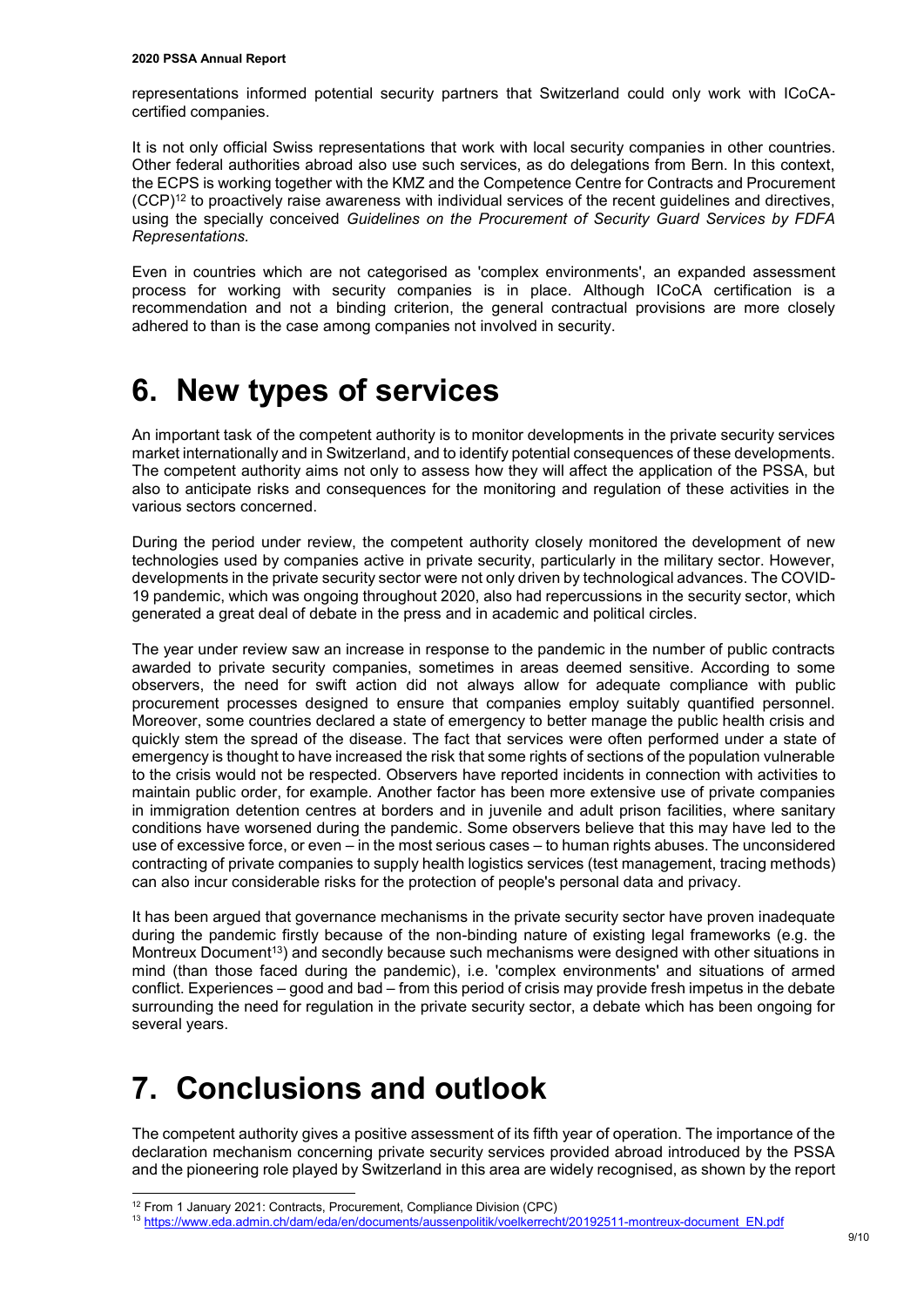representations informed potential security partners that Switzerland could only work with ICoCA-certified companies.

It is not only official Swiss representations that work with local security companies in other countries. Other federal authorities abroad also use such services, as do delegations from Bern. In this context, the ECPS is working together with the KMZ and the Competence Centre for Contracts and Procurement (CCP)[12] to proactively raise awareness with individual services of the recent guidelines and directives, using the specially conceived *Guidelines on the Procurement of Security Guard Services by FDFA Representations.*

Even in countries which are not categorised as 'complex environments', an expanded assessment process for working with security companies is in place. Although ICoCA certification is a recommendation and not a binding criterion, the general contractual provisions are more closely adhered to than is the case among companies not involved in security.

# 6. New types of services

An important task of the competent authority is to monitor developments in the private security services market internationally and in Switzerland, and to identify potential consequences of these developments. The competent authority aims not only to assess how they will affect the application of the PSSA, but also to anticipate risks and consequences for the monitoring and regulation of these activities in the various sectors concerned.

During the period under review, the competent authority closely monitored the development of new technologies used by companies active in private security, particularly in the military sector. However, developments in the private security sector were not only driven by technological advances. The COVID-19 pandemic, which was ongoing throughout 2020, also had repercussions in the security sector, which generated a great deal of debate in the press and in academic and political circles.

The year under review saw an increase in response to the pandemic in the number of public contracts awarded to private security companies, sometimes in areas deemed sensitive. According to some observers, the need for swift action did not always allow for adequate compliance with public procurement processes designed to ensure that companies employ suitably quantified personnel. Moreover, some countries declared a state of emergency to better manage the public health crisis and quickly stem the spread of the disease. The fact that services were often performed under a state of emergency is thought to have increased the risk that some rights of sections of the population vulnerable to the crisis would not be respected. Observers have reported incidents in connection with activities to maintain public order, for example. Another factor has been more extensive use of private companies in immigration detention centres at borders and in juvenile and adult prison facilities, where sanitary conditions have worsened during the pandemic. Some observers believe that this may have led to the use of excessive force, or even – in the most serious cases – to human rights abuses. The unconsidered contracting of private companies to supply health logistics services (test management, tracing methods) can also incur considerable risks for the protection of people's personal data and privacy.

It has been argued that governance mechanisms in the private security sector have proven inadequate during the pandemic firstly because of the non-binding nature of existing legal frameworks (e.g. the Montreux Document[13]) and secondly because such mechanisms were designed with other situations in mind (than those faced during the pandemic), i.e. 'complex environments' and situations of armed conflict. Experiences – good and bad – from this period of crisis may provide fresh impetus in the debate surrounding the need for regulation in the private security sector, a debate which has been ongoing for several years.

# 7. Conclusions and outlook

The competent authority gives a positive assessment of its fifth year of operation. The importance of the declaration mechanism concerning private security services provided abroad introduced by the PSSA and the pioneering role played by Switzerland in this area are widely recognised, as shown by the report

---

[12] From 1 January 2021: Contracts, Procurement, Compliance Division (CPC)

[13] https://www.eda.admin.ch/dam/eda/en/documents/aussenpolitik/voelkerrecht/20192511-montreux-document_EN.pdf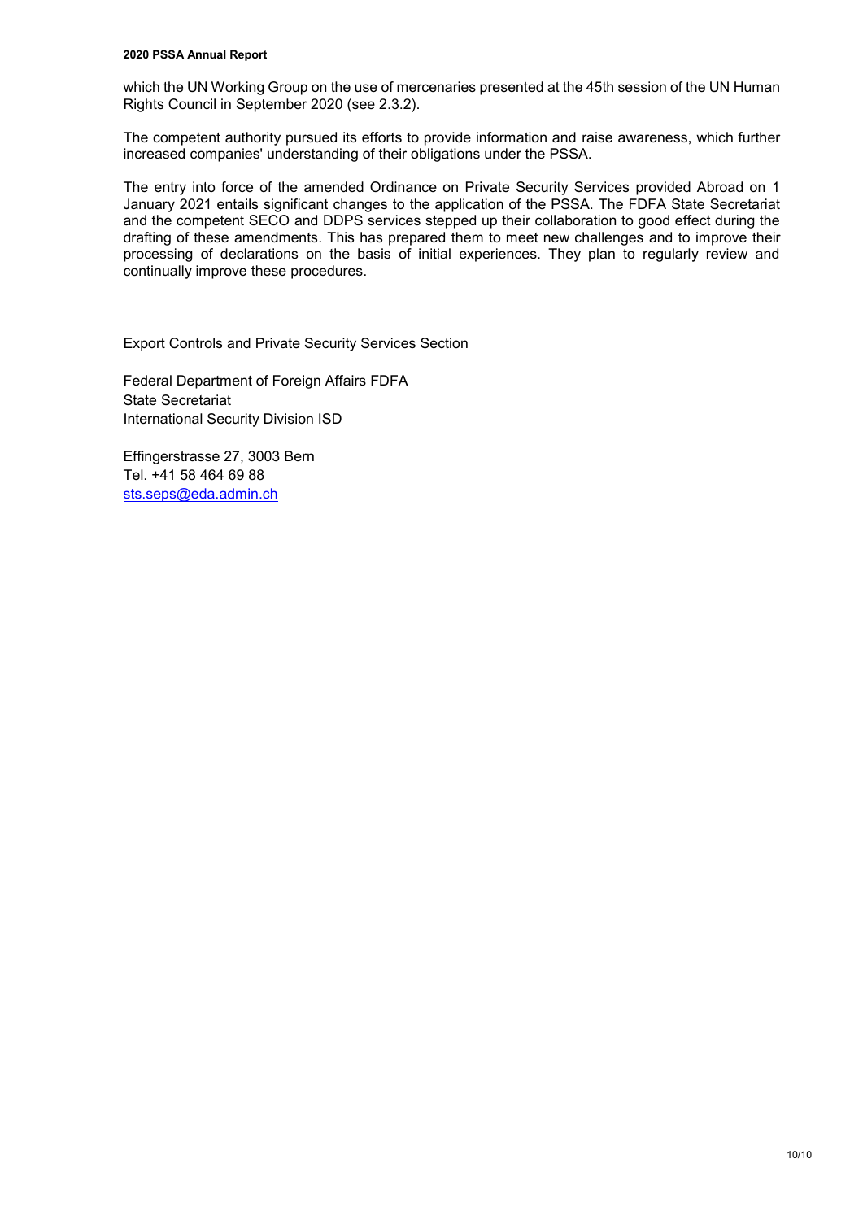which the UN Working Group on the use of mercenaries presented at the 45th session of the UN Human Rights Council in September 2020 (see 2.3.2).

The competent authority pursued its efforts to provide information and raise awareness, which further increased companies' understanding of their obligations under the PSSA.

The entry into force of the amended Ordinance on Private Security Services provided Abroad on 1 January 2021 entails significant changes to the application of the PSSA. The FDFA State Secretariat and the competent SECO and DDPS services stepped up their collaboration to good effect during the drafting of these amendments. This has prepared them to meet new challenges and to improve their processing of declarations on the basis of initial experiences. They plan to regularly review and continually improve these procedures.

Export Controls and Private Security Services Section

Federal Department of Foreign Affairs FDFA
State Secretariat
International Security Division ISD

Effingerstrasse 27, 3003 Bern
Tel. +41 58 464 69 88
sts.seps@eda.admin.ch